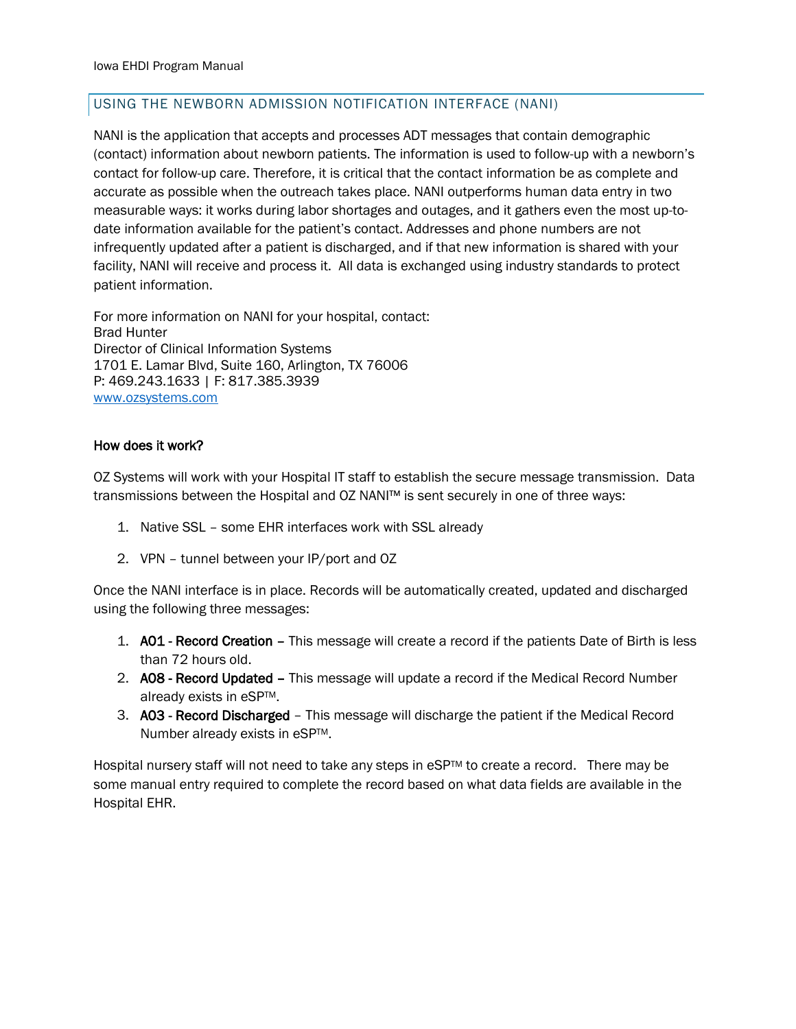## USING THE NEWBORN ADMISSION NOTIFICATION INTERFACE (NANI)

NANI is the application that accepts and processes ADT messages that contain demographic (contact) information about newborn patients. The information is used to follow-up with a newborn's contact for follow-up care. Therefore, it is critical that the contact information be as complete and accurate as possible when the outreach takes place. NANI outperforms human data entry in two measurable ways: it works during labor shortages and outages, and it gathers even the most up-to-date information available for the patient's contact. Addresses and phone numbers are not infrequently updated after a patient is discharged, and if that new information is shared with your facility, NANI will receive and process it. All data is exchanged using industry standards to protect patient information.

For more information on NANI for your hospital, contact:
Brad Hunter
Director of Clinical Information Systems
1701 E. Lamar Blvd, Suite 160, Arlington, TX 76006
P: 469.243.1633 | F: 817.385.3939
[www.ozsystems.com](http://www.ozsystems.com)

**How does it work?**

OZ Systems will work with your Hospital IT staff to establish the secure message transmission. Data transmissions between the Hospital and OZ NANI™ is sent securely in one of three ways:

1. Native SSL – some EHR interfaces work with SSL already
2. VPN – tunnel between your IP/port and OZ

Once the NANI interface is in place. Records will be automatically created, updated and discharged using the following three messages:

1. **A01 - Record Creation –** This message will create a record if the patients Date of Birth is less than 72 hours old.
2. **A08 - Record Updated –** This message will update a record if the Medical Record Number already exists in eSP™.
3. **A03 - Record Discharged** – This message will discharge the patient if the Medical Record Number already exists in eSP™.

Hospital nursery staff will not need to take any steps in eSP™ to create a record. There may be some manual entry required to complete the record based on what data fields are available in the Hospital EHR.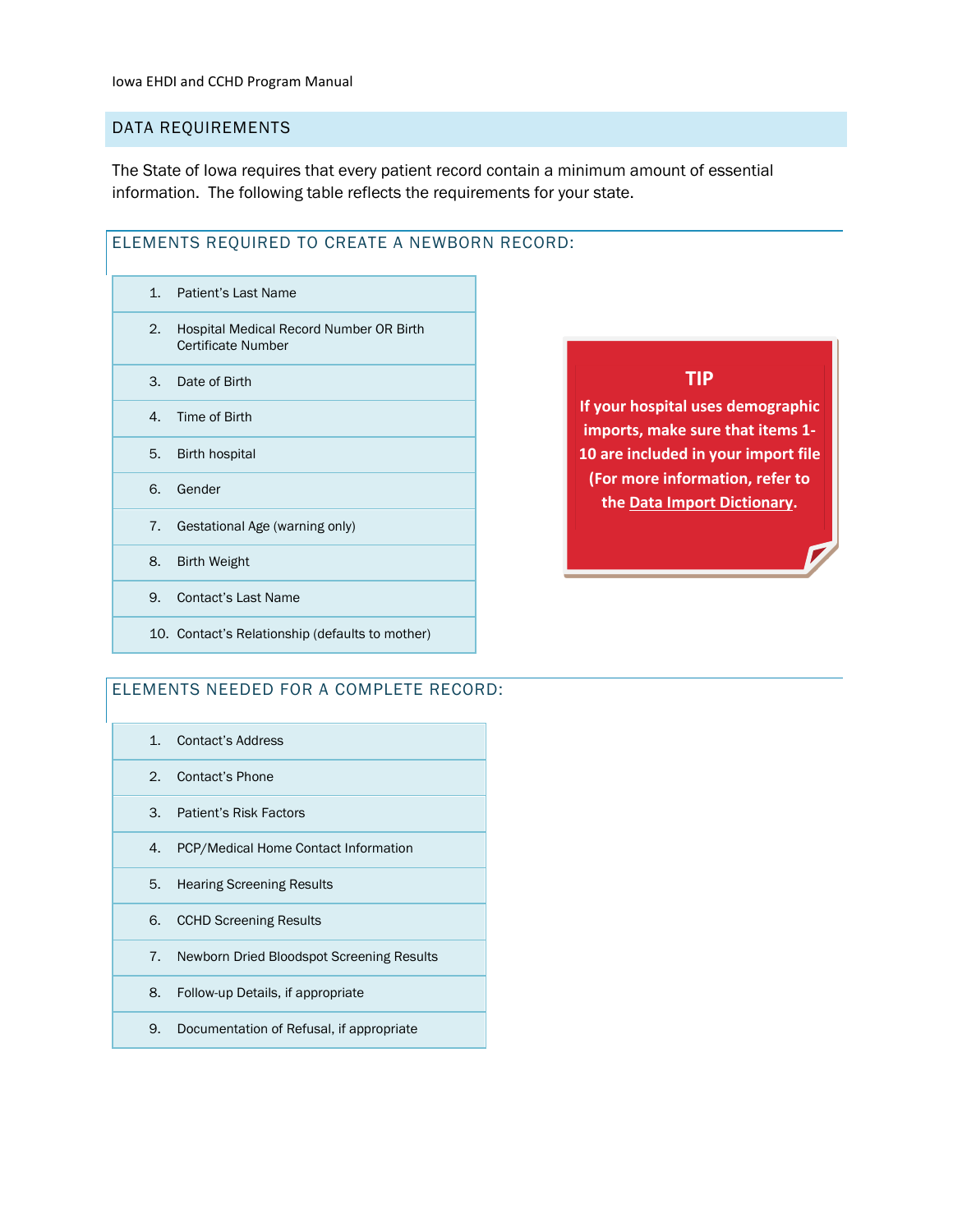## DATA REQUIREMENTS

The State of Iowa requires that every patient record contain a minimum amount of essential information. The following table reflects the requirements for your state.

### ELEMENTS REQUIRED TO CREATE A NEWBORN RECORD:

| | |
|---|---|
| 1. | Patient's Last Name |
| 2. | Hospital Medical Record Number OR Birth Certificate Number |
| 3. | Date of Birth |
| 4. | Time of Birth |
| 5. | Birth hospital |
| 6. | Gender |
| 7. | Gestational Age (warning only) |
| 8. | Birth Weight |
| 9. | Contact's Last Name |
| 10. | Contact's Relationship (defaults to mother) |

**TIP**

**If your hospital uses demographic imports, make sure that items 1-10 are included in your import file (For more information, refer to the Data Import Dictionary.**

### ELEMENTS NEEDED FOR A COMPLETE RECORD:

| | |
|---|---|
| 1. | Contact's Address |
| 2. | Contact's Phone |
| 3. | Patient's Risk Factors |
| 4. | PCP/Medical Home Contact Information |
| 5. | Hearing Screening Results |
| 6. | CCHD Screening Results |
| 7. | Newborn Dried Bloodspot Screening Results |
| 8. | Follow-up Details, if appropriate |
| 9. | Documentation of Refusal, if appropriate |